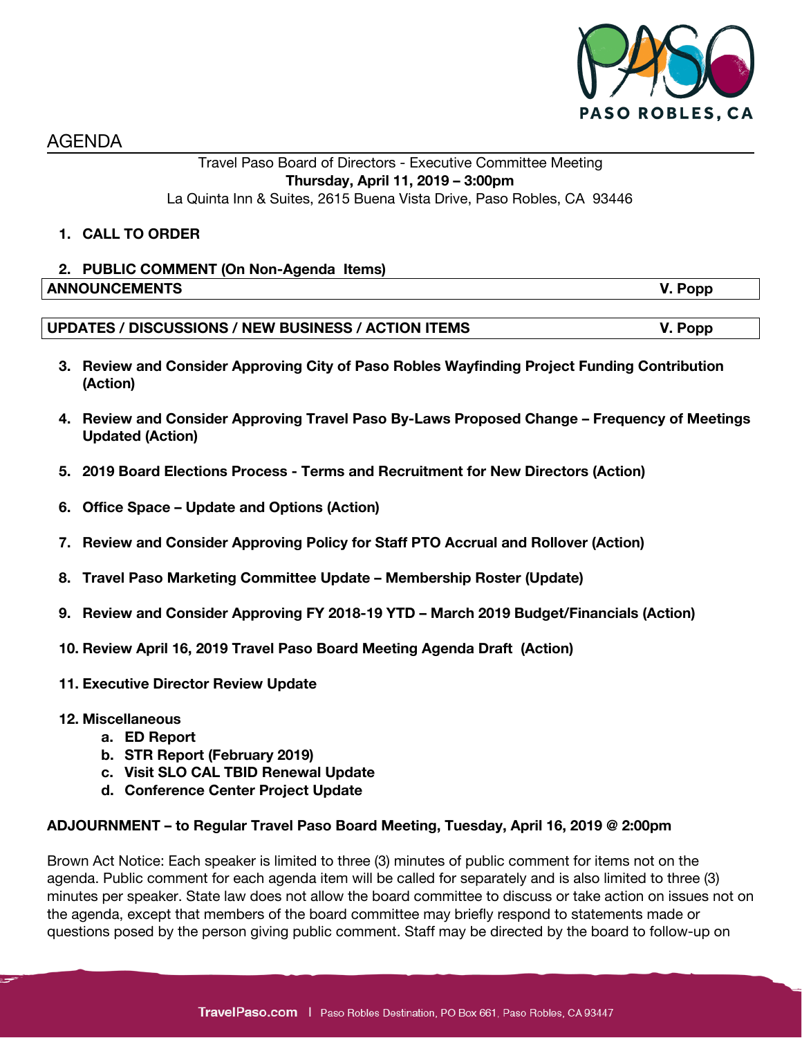PASO ROBLES, CA

# AGENDA

Travel Paso Board of Directors - Executive Committee Meeting
**Thursday, April 11, 2019 – 3:00pm**
La Quinta Inn & Suites, 2615 Buena Vista Drive, Paso Robles, CA 93446

1. **CALL TO ORDER**

2. **PUBLIC COMMENT (On Non-Agenda Items)**

| **ANNOUNCEMENTS** | **V. Popp** |
|---|---|

| **UPDATES / DISCUSSIONS / NEW BUSINESS / ACTION ITEMS** | **V. Popp** |
|---|---|

3. **Review and Consider Approving City of Paso Robles Wayfinding Project Funding Contribution (Action)**

4. **Review and Consider Approving Travel Paso By-Laws Proposed Change – Frequency of Meetings Updated (Action)**

5. **2019 Board Elections Process - Terms and Recruitment for New Directors (Action)**

6. **Office Space – Update and Options (Action)**

7. **Review and Consider Approving Policy for Staff PTO Accrual and Rollover (Action)**

8. **Travel Paso Marketing Committee Update – Membership Roster (Update)**

9. **Review and Consider Approving FY 2018-19 YTD – March 2019 Budget/Financials (Action)**

10. **Review April 16, 2019 Travel Paso Board Meeting Agenda Draft (Action)**

11. **Executive Director Review Update**

12. **Miscellaneous**
    a. **ED Report**
    b. **STR Report (February 2019)**
    c. **Visit SLO CAL TBID Renewal Update**
    d. **Conference Center Project Update**

**ADJOURNMENT – to Regular Travel Paso Board Meeting, Tuesday, April 16, 2019 @ 2:00pm**

Brown Act Notice: Each speaker is limited to three (3) minutes of public comment for items not on the agenda. Public comment for each agenda item will be called for separately and is also limited to three (3) minutes per speaker. State law does not allow the board committee to discuss or take action on issues not on the agenda, except that members of the board committee may briefly respond to statements made or questions posed by the person giving public comment. Staff may be directed by the board to follow-up on

TravelPaso.com | Paso Robles Destination, PO Box 661, Paso Robles, CA 93447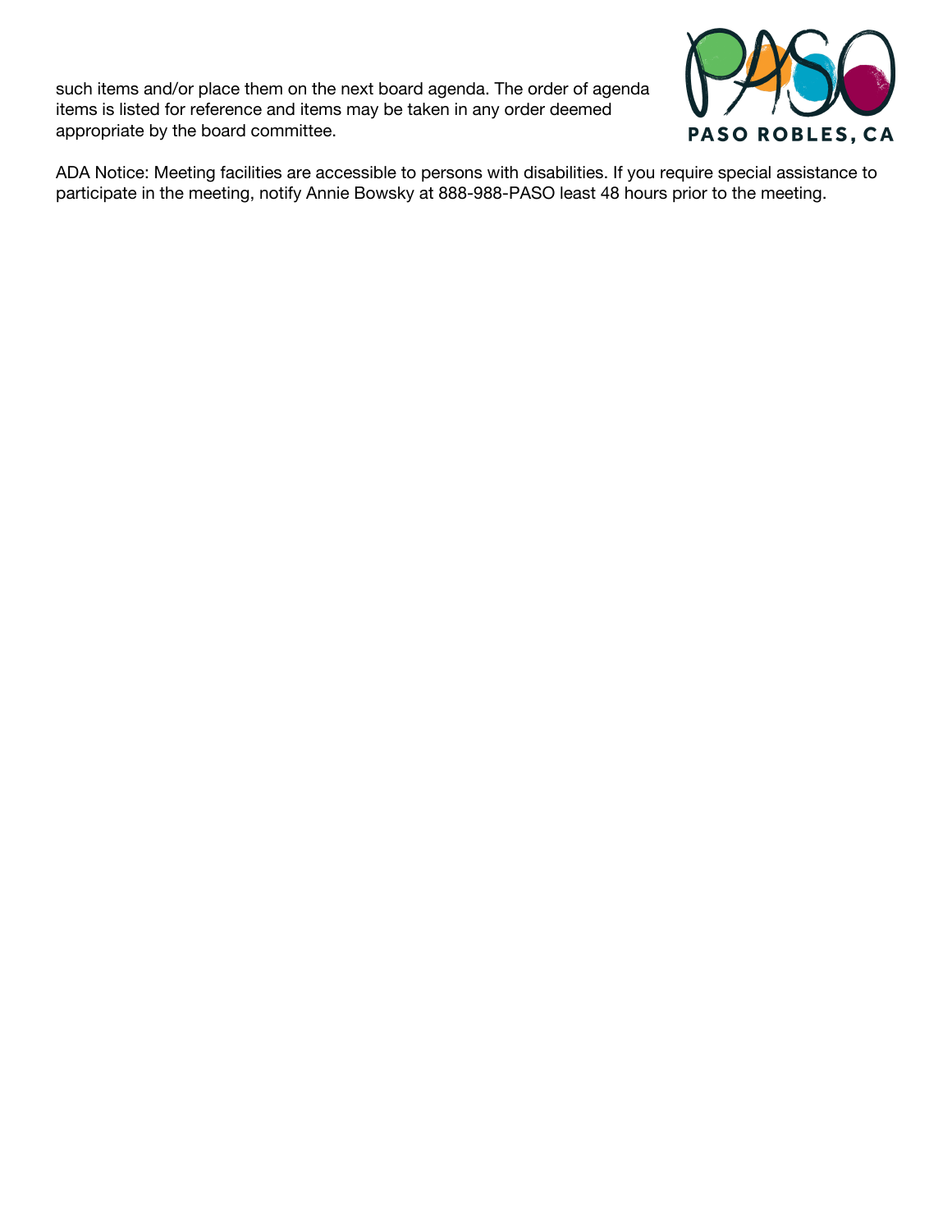such items and/or place them on the next board agenda. The order of agenda items is listed for reference and items may be taken in any order deemed appropriate by the board committee.

ADA Notice: Meeting facilities are accessible to persons with disabilities. If you require special assistance to participate in the meeting, notify Annie Bowsky at 888-988-PASO least 48 hours prior to the meeting.